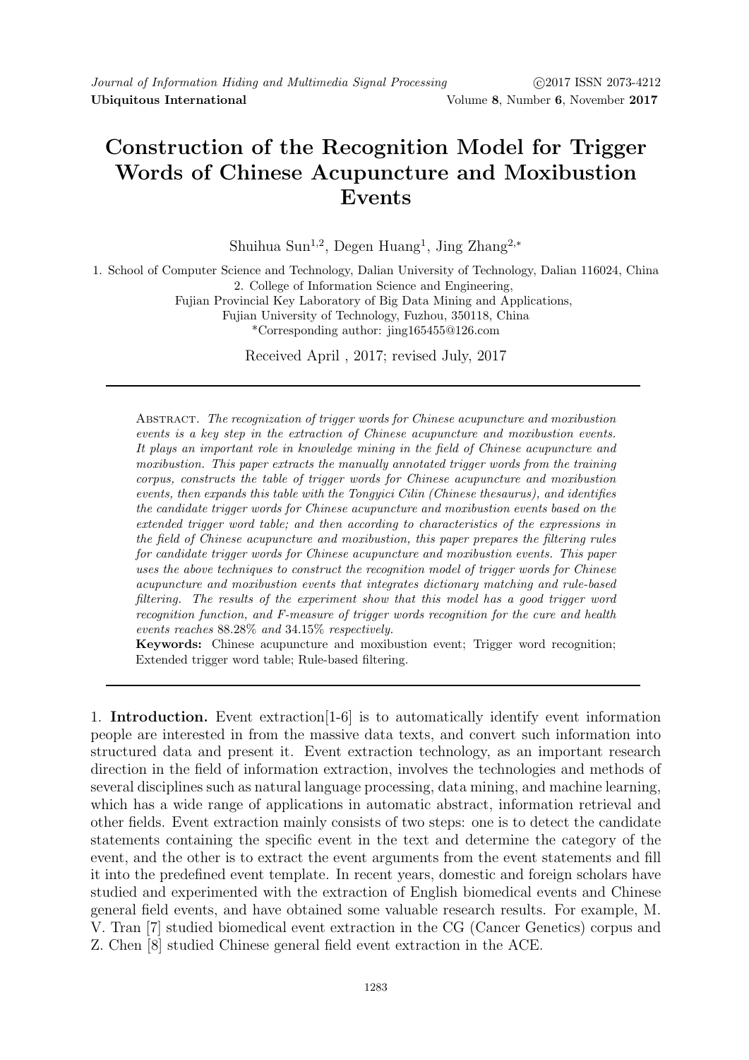# Construction of the Recognition Model for Trigger Words of Chinese Acupuncture and Moxibustion Events

Shuihua Sun[1,2], Degen Huang[1], Jing Zhang[2,*]

1. School of Computer Science and Technology, Dalian University of Technology, Dalian 116024, China
2. College of Information Science and Engineering,
Fujian Provincial Key Laboratory of Big Data Mining and Applications,
Fujian University of Technology, Fuzhou, 350118, China
*Corresponding author: jing165455@126.com

Received April , 2017; revised July, 2017

Abstract. *The recognization of trigger words for Chinese acupuncture and moxibustion events is a key step in the extraction of Chinese acupuncture and moxibustion events. It plays an important role in knowledge mining in the field of Chinese acupuncture and moxibustion. This paper extracts the manually annotated trigger words from the training corpus, constructs the table of trigger words for Chinese acupuncture and moxibustion events, then expands this table with the Tongyici Cilin (Chinese thesaurus), and identifies the candidate trigger words for Chinese acupuncture and moxibustion events based on the extended trigger word table; and then according to characteristics of the expressions in the field of Chinese acupuncture and moxibustion, this paper prepares the filtering rules for candidate trigger words for Chinese acupuncture and moxibustion events. This paper uses the above techniques to construct the recognition model of trigger words for Chinese acupuncture and moxibustion events that integrates dictionary matching and rule-based filtering. The results of the experiment show that this model has a good trigger word recognition function, and F-measure of trigger words recognition for the cure and health events reaches 88.28% and 34.15% respectively.*

**Keywords:** Chinese acupuncture and moxibustion event; Trigger word recognition; Extended trigger word table; Rule-based filtering.

1. **Introduction.** Event extraction[1-6] is to automatically identify event information people are interested in from the massive data texts, and convert such information into structured data and present it. Event extraction technology, as an important research direction in the field of information extraction, involves the technologies and methods of several disciplines such as natural language processing, data mining, and machine learning, which has a wide range of applications in automatic abstract, information retrieval and other fields. Event extraction mainly consists of two steps: one is to detect the candidate statements containing the specific event in the text and determine the category of the event, and the other is to extract the event arguments from the event statements and fill it into the predefined event template. In recent years, domestic and foreign scholars have studied and experimented with the extraction of English biomedical events and Chinese general field events, and have obtained some valuable research results. For example, M. V. Tran [7] studied biomedical event extraction in the CG (Cancer Genetics) corpus and Z. Chen [8] studied Chinese general field event extraction in the ACE.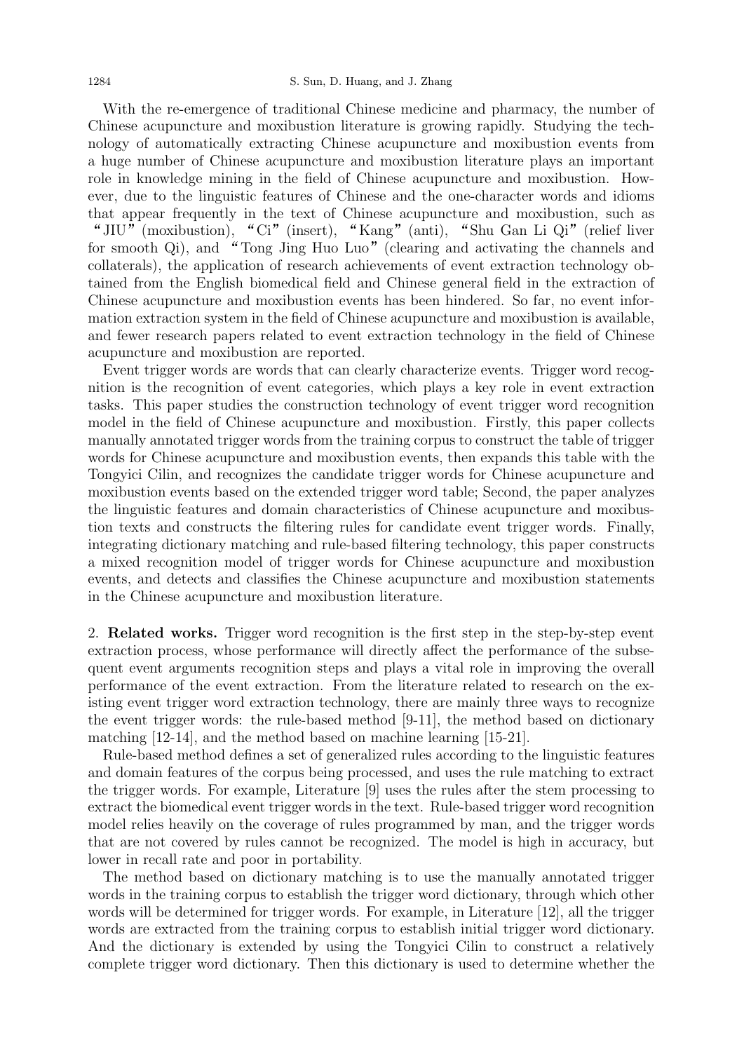With the re-emergence of traditional Chinese medicine and pharmacy, the number of Chinese acupuncture and moxibustion literature is growing rapidly. Studying the technology of automatically extracting Chinese acupuncture and moxibustion events from a huge number of Chinese acupuncture and moxibustion literature plays an important role in knowledge mining in the field of Chinese acupuncture and moxibustion. However, due to the linguistic features of Chinese and the one-character words and idioms that appear frequently in the text of Chinese acupuncture and moxibustion, such as "JIU" (moxibustion), "Ci" (insert), "Kang" (anti), "Shu Gan Li Qi" (relief liver for smooth Qi), and "Tong Jing Huo Luo" (clearing and activating the channels and collaterals), the application of research achievements of event extraction technology obtained from the English biomedical field and Chinese general field in the extraction of Chinese acupuncture and moxibustion events has been hindered. So far, no event information extraction system in the field of Chinese acupuncture and moxibustion is available, and fewer research papers related to event extraction technology in the field of Chinese acupuncture and moxibustion are reported.

Event trigger words are words that can clearly characterize events. Trigger word recognition is the recognition of event categories, which plays a key role in event extraction tasks. This paper studies the construction technology of event trigger word recognition model in the field of Chinese acupuncture and moxibustion. Firstly, this paper collects manually annotated trigger words from the training corpus to construct the table of trigger words for Chinese acupuncture and moxibustion events, then expands this table with the Tongyici Cilin, and recognizes the candidate trigger words for Chinese acupuncture and moxibustion events based on the extended trigger word table; Second, the paper analyzes the linguistic features and domain characteristics of Chinese acupuncture and moxibustion texts and constructs the filtering rules for candidate event trigger words. Finally, integrating dictionary matching and rule-based filtering technology, this paper constructs a mixed recognition model of trigger words for Chinese acupuncture and moxibustion events, and detects and classifies the Chinese acupuncture and moxibustion statements in the Chinese acupuncture and moxibustion literature.

## 2. Related works.

Trigger word recognition is the first step in the step-by-step event extraction process, whose performance will directly affect the performance of the subsequent event arguments recognition steps and plays a vital role in improving the overall performance of the event extraction. From the literature related to research on the existing event trigger word extraction technology, there are mainly three ways to recognize the event trigger words: the rule-based method [9-11], the method based on dictionary matching [12-14], and the method based on machine learning [15-21].

Rule-based method defines a set of generalized rules according to the linguistic features and domain features of the corpus being processed, and uses the rule matching to extract the trigger words. For example, Literature [9] uses the rules after the stem processing to extract the biomedical event trigger words in the text. Rule-based trigger word recognition model relies heavily on the coverage of rules programmed by man, and the trigger words that are not covered by rules cannot be recognized. The model is high in accuracy, but lower in recall rate and poor in portability.

The method based on dictionary matching is to use the manually annotated trigger words in the training corpus to establish the trigger word dictionary, through which other words will be determined for trigger words. For example, in Literature [12], all the trigger words are extracted from the training corpus to establish initial trigger word dictionary. And the dictionary is extended by using the Tongyici Cilin to construct a relatively complete trigger word dictionary. Then this dictionary is used to determine whether the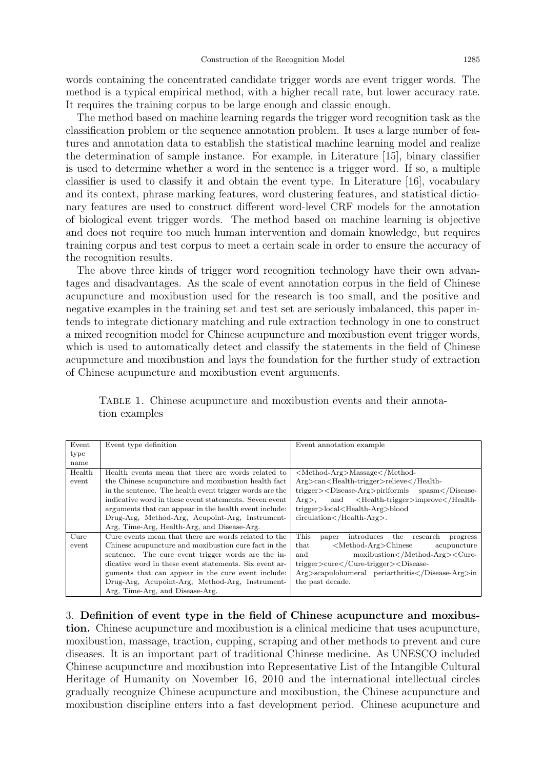words containing the concentrated candidate trigger words are event trigger words. The method is a typical empirical method, with a higher recall rate, but lower accuracy rate. It requires the training corpus to be large enough and classic enough.

The method based on machine learning regards the trigger word recognition task as the classification problem or the sequence annotation problem. It uses a large number of features and annotation data to establish the statistical machine learning model and realize the determination of sample instance. For example, in Literature [15], binary classifier is used to determine whether a word in the sentence is a trigger word. If so, a multiple classifier is used to classify it and obtain the event type. In Literature [16], vocabulary and its context, phrase marking features, word clustering features, and statistical dictionary features are used to construct different word-level CRF models for the annotation of biological event trigger words. The method based on machine learning is objective and does not require too much human intervention and domain knowledge, but requires training corpus and test corpus to meet a certain scale in order to ensure the accuracy of the recognition results.

The above three kinds of trigger word recognition technology have their own advantages and disadvantages. As the scale of event annotation corpus in the field of Chinese acupuncture and moxibustion used for the research is too small, and the positive and negative examples in the training set and test set are seriously imbalanced, this paper intends to integrate dictionary matching and rule extraction technology in one to construct a mixed recognition model for Chinese acupuncture and moxibustion event trigger words, which is used to automatically detect and classify the statements in the field of Chinese acupuncture and moxibustion and lays the foundation for the further study of extraction of Chinese acupuncture and moxibustion event arguments.

Table 1. Chinese acupuncture and moxibustion events and their annotation examples

| Event type name | Event type definition | Event annotation example |
|---|---|---|
| Health event | Health events mean that there are words related to the Chinese acupuncture and moxibustion health fact in the sentence. The health event trigger words are the indicative word in these event statements. Seven event arguments that can appear in the health event include: Drug-Arg, Method-Arg, Acupoint-Arg, Instrument-Arg, Time-Arg, Health-Arg, and Disease-Arg. | <Method-Arg>Massage</Method-Arg>can<Health-trigger>relieve</Health-trigger><Disease-Arg>piriformis spasm</Disease-Arg>, and <Health-trigger>improve</Health-trigger>local<Health-Arg>blood circulation</Health-Arg>. |
| Cure event | Cure events mean that there are words related to the Chinese acupuncture and moxibustion cure fact in the sentence. The cure event trigger words are the indicative word in these event statements. Six event arguments that can appear in the cure event include: Drug-Arg, Acupoint-Arg, Method-Arg, Instrument-Arg, Time-Arg, and Disease-Arg. | This paper introduces the research progress that <Method-Arg>Chinese acupuncture and moxibustion</Method-Arg><Cure-trigger>cure</Cure-trigger><Disease-Arg>scapulohumeral periarthritis</Disease-Arg>in the past decade. |

## 3. Definition of event type in the field of Chinese acupuncture and moxibustion.

Chinese acupuncture and moxibustion is a clinical medicine that uses acupuncture, moxibustion, massage, traction, cupping, scraping and other methods to prevent and cure diseases. It is an important part of traditional Chinese medicine. As UNESCO included Chinese acupuncture and moxibustion into Representative List of the Intangible Cultural Heritage of Humanity on November 16, 2010 and the international intellectual circles gradually recognize Chinese acupuncture and moxibustion, the Chinese acupuncture and moxibustion discipline enters into a fast development period. Chinese acupuncture and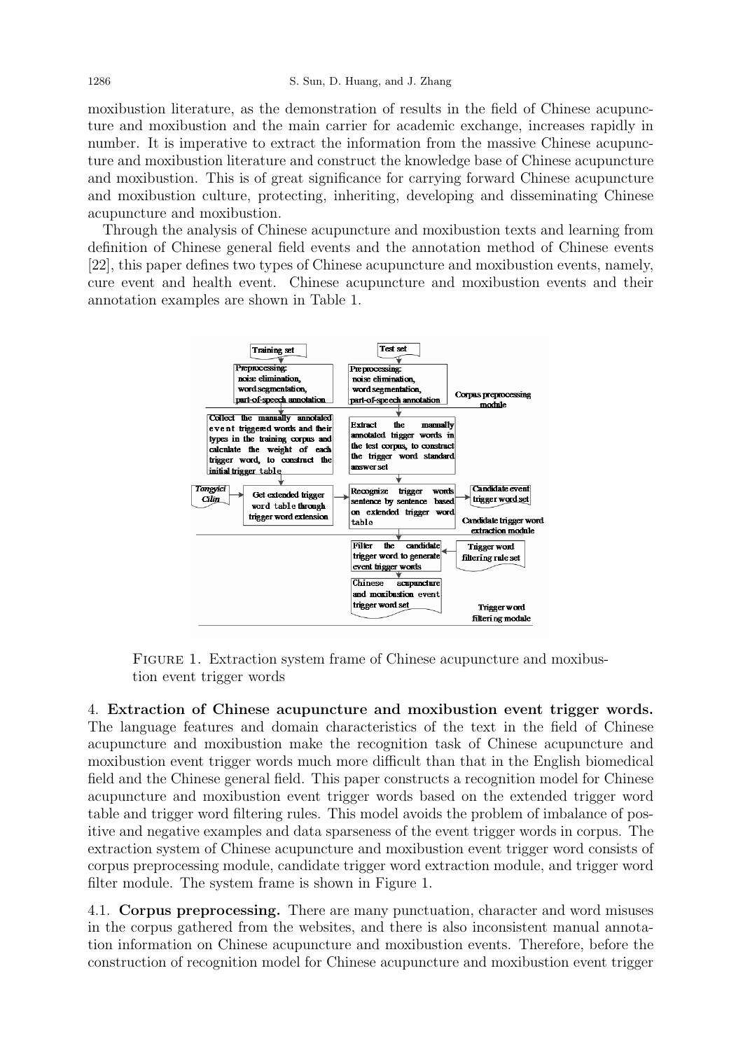moxibustion literature, as the demonstration of results in the field of Chinese acupuncture and moxibustion and the main carrier for academic exchange, increases rapidly in number. It is imperative to extract the information from the massive Chinese acupuncture and moxibustion literature and construct the knowledge base of Chinese acupuncture and moxibustion. This is of great significance for carrying forward Chinese acupuncture and moxibustion culture, protecting, inheriting, developing and disseminating Chinese acupuncture and moxibustion.

Through the analysis of Chinese acupuncture and moxibustion texts and learning from definition of Chinese general field events and the annotation method of Chinese events [22], this paper defines two types of Chinese acupuncture and moxibustion events, namely, cure event and health event. Chinese acupuncture and moxibustion events and their annotation examples are shown in Table 1.

Figure 1. Extraction system frame of Chinese acupuncture and moxibustion event trigger words

## 4. Extraction of Chinese acupuncture and moxibustion event trigger words.

The language features and domain characteristics of the text in the field of Chinese acupuncture and moxibustion make the recognition task of Chinese acupuncture and moxibustion event trigger words much more difficult than that in the English biomedical field and the Chinese general field. This paper constructs a recognition model for Chinese acupuncture and moxibustion event trigger words based on the extended trigger word table and trigger word filtering rules. This model avoids the problem of imbalance of positive and negative examples and data sparseness of the event trigger words in corpus. The extraction system of Chinese acupuncture and moxibustion event trigger word consists of corpus preprocessing module, candidate trigger word extraction module, and trigger word filter module. The system frame is shown in Figure 1.

### 4.1. Corpus preprocessing.

There are many punctuation, character and word misuses in the corpus gathered from the websites, and there is also inconsistent manual annotation information on Chinese acupuncture and moxibustion events. Therefore, before the construction of recognition model for Chinese acupuncture and moxibustion event trigger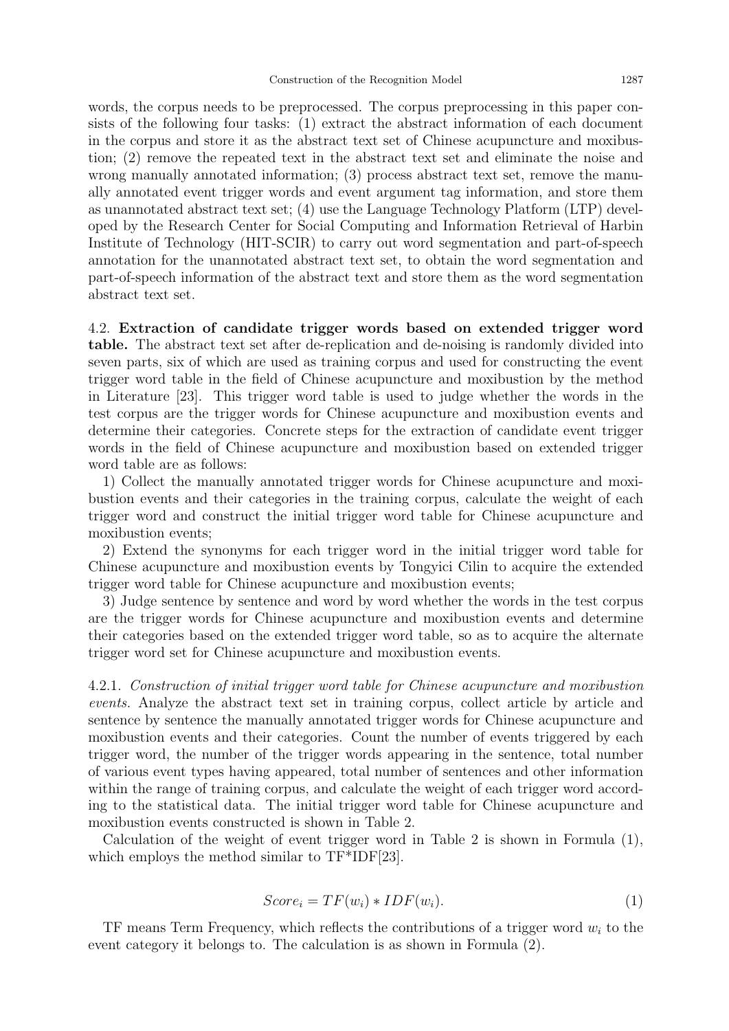words, the corpus needs to be preprocessed. The corpus preprocessing in this paper consists of the following four tasks: (1) extract the abstract information of each document in the corpus and store it as the abstract text set of Chinese acupuncture and moxibustion; (2) remove the repeated text in the abstract text set and eliminate the noise and wrong manually annotated information; (3) process abstract text set, remove the manually annotated event trigger words and event argument tag information, and store them as unannotated abstract text set; (4) use the Language Technology Platform (LTP) developed by the Research Center for Social Computing and Information Retrieval of Harbin Institute of Technology (HIT-SCIR) to carry out word segmentation and part-of-speech annotation for the unannotated abstract text set, to obtain the word segmentation and part-of-speech information of the abstract text and store them as the word segmentation abstract text set.

4.2. **Extraction of candidate trigger words based on extended trigger word table.** The abstract text set after de-replication and de-noising is randomly divided into seven parts, six of which are used as training corpus and used for constructing the event trigger word table in the field of Chinese acupuncture and moxibustion by the method in Literature [23]. This trigger word table is used to judge whether the words in the test corpus are the trigger words for Chinese acupuncture and moxibustion events and determine their categories. Concrete steps for the extraction of candidate event trigger words in the field of Chinese acupuncture and moxibustion based on extended trigger word table are as follows:

1) Collect the manually annotated trigger words for Chinese acupuncture and moxibustion events and their categories in the training corpus, calculate the weight of each trigger word and construct the initial trigger word table for Chinese acupuncture and moxibustion events;

2) Extend the synonyms for each trigger word in the initial trigger word table for Chinese acupuncture and moxibustion events by Tongyici Cilin to acquire the extended trigger word table for Chinese acupuncture and moxibustion events;

3) Judge sentence by sentence and word by word whether the words in the test corpus are the trigger words for Chinese acupuncture and moxibustion events and determine their categories based on the extended trigger word table, so as to acquire the alternate trigger word set for Chinese acupuncture and moxibustion events.

4.2.1. *Construction of initial trigger word table for Chinese acupuncture and moxibustion events.* Analyze the abstract text set in training corpus, collect article by article and sentence by sentence the manually annotated trigger words for Chinese acupuncture and moxibustion events and their categories. Count the number of events triggered by each trigger word, the number of the trigger words appearing in the sentence, total number of various event types having appeared, total number of sentences and other information within the range of training corpus, and calculate the weight of each trigger word according to the statistical data. The initial trigger word table for Chinese acupuncture and moxibustion events constructed is shown in Table 2.

Calculation of the weight of event trigger word in Table 2 is shown in Formula (1), which employs the method similar to TF*IDF[23].

$$Score_i = TF(w_i) * IDF(w_i). \tag{1}$$

TF means Term Frequency, which reflects the contributions of a trigger word $w_i$ to the event category it belongs to. The calculation is as shown in Formula (2).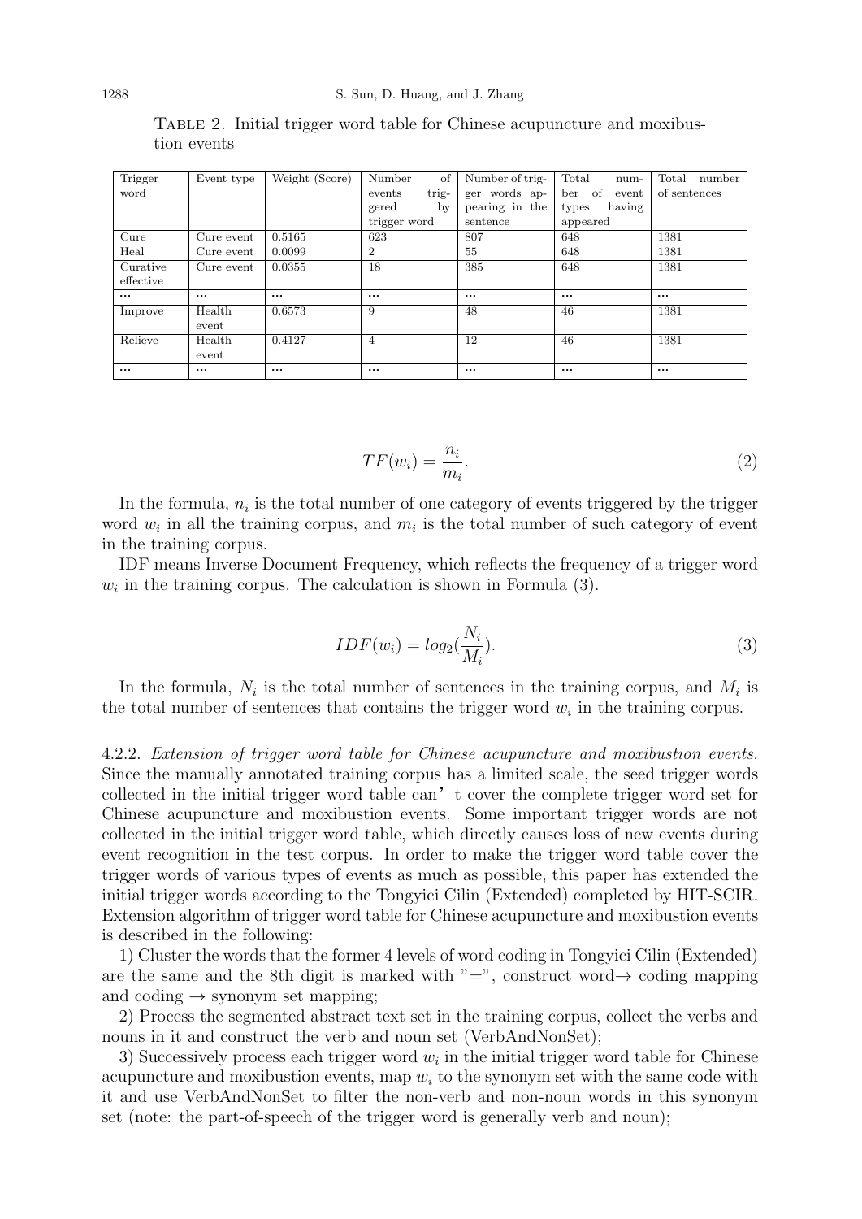Table 2. Initial trigger word table for Chinese acupuncture and moxibustion events

| Trigger word | Event type | Weight (Score) | Number of events triggered by trigger word | Number of trigger words appearing in the sentence | Total number of event types having appeared | Total number of sentences |
|---|---|---|---|---|---|---|
| Cure | Cure event | 0.5165 | 623 | 807 | 648 | 1381 |
| Heal | Cure event | 0.0099 | 2 | 55 | 648 | 1381 |
| Curative effective | Cure event | 0.0355 | 18 | 385 | 648 | 1381 |
| ... | ... | ... | ... | ... | ... | ... |
| Improve | Health event | 0.6573 | 9 | 48 | 46 | 1381 |
| Relieve | Health event | 0.4127 | 4 | 12 | 46 | 1381 |
| ... | ... | ... | ... | ... | ... | ... |

$$TF(w_i) = \frac{n_i}{m_i}. \tag{2}$$

In the formula, $n_i$ is the total number of one category of events triggered by the trigger word $w_i$ in all the training corpus, and $m_i$ is the total number of such category of event in the training corpus.

IDF means Inverse Document Frequency, which reflects the frequency of a trigger word $w_i$ in the training corpus. The calculation is shown in Formula (3).

$$IDF(w_i) = log_2(\frac{N_i}{M_i}). \tag{3}$$

In the formula, $N_i$ is the total number of sentences in the training corpus, and $M_i$ is the total number of sentences that contains the trigger word $w_i$ in the training corpus.

4.2.2. *Extension of trigger word table for Chinese acupuncture and moxibustion events.* Since the manually annotated training corpus has a limited scale, the seed trigger words collected in the initial trigger word table can't cover the complete trigger word set for Chinese acupuncture and moxibustion events. Some important trigger words are not collected in the initial trigger word table, which directly causes loss of new events during event recognition in the test corpus. In order to make the trigger word table cover the trigger words of various types of events as much as possible, this paper has extended the initial trigger words according to the Tongyici Cilin (Extended) completed by HIT-SCIR. Extension algorithm of trigger word table for Chinese acupuncture and moxibustion events is described in the following:

1) Cluster the words that the former 4 levels of word coding in Tongyici Cilin (Extended) are the same and the 8th digit is marked with "=", construct word→ coding mapping and coding → synonym set mapping;

2) Process the segmented abstract text set in the training corpus, collect the verbs and nouns in it and construct the verb and noun set (VerbAndNonSet);

3) Successively process each trigger word $w_i$ in the initial trigger word table for Chinese acupuncture and moxibustion events, map $w_i$ to the synonym set with the same code with it and use VerbAndNonSet to filter the non-verb and non-noun words in this synonym set (note: the part-of-speech of the trigger word is generally verb and noun);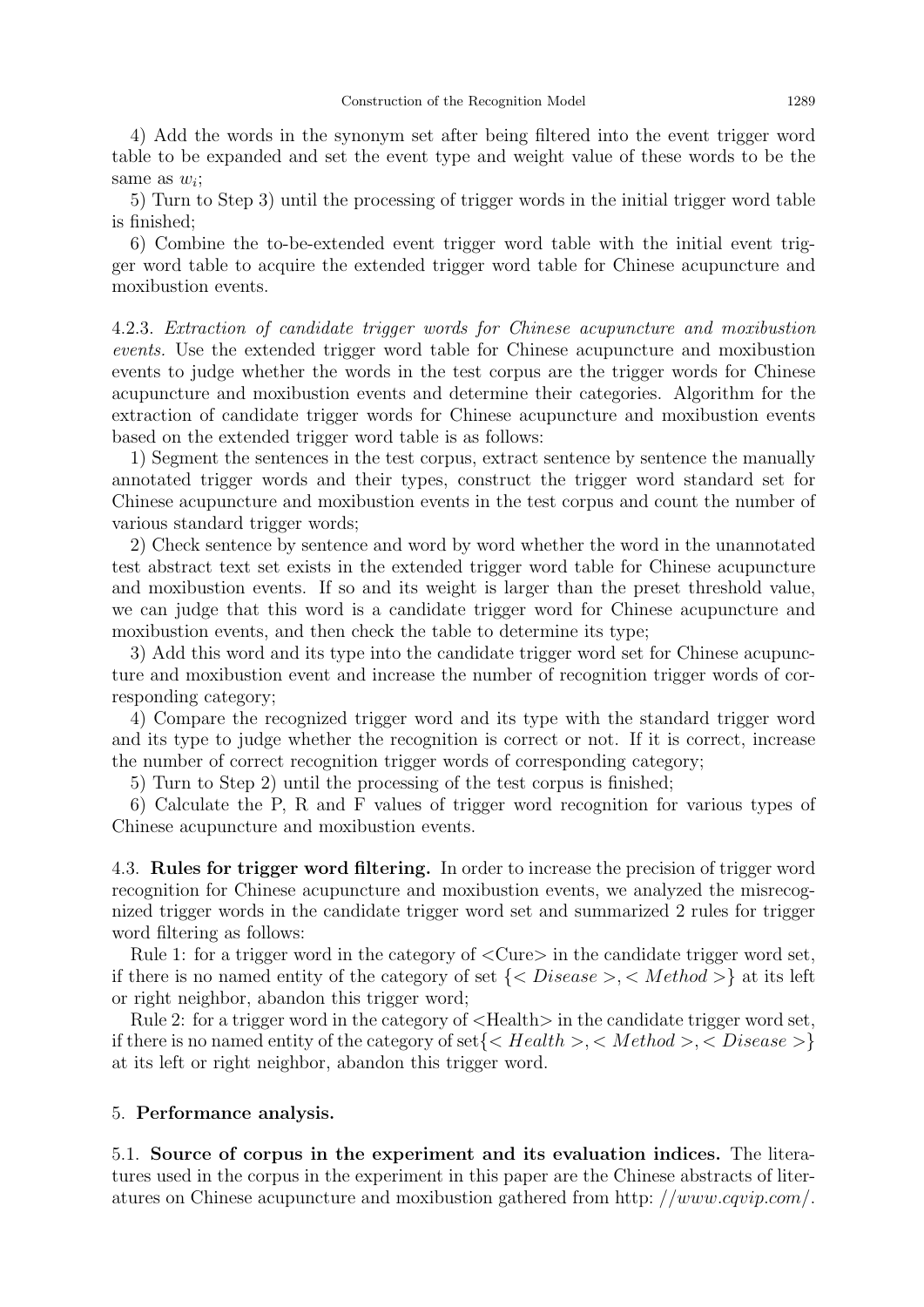4) Add the words in the synonym set after being filtered into the event trigger word table to be expanded and set the event type and weight value of these words to be the same as $w_i$;

5) Turn to Step 3) until the processing of trigger words in the initial trigger word table is finished;

6) Combine the to-be-extended event trigger word table with the initial event trigger word table to acquire the extended trigger word table for Chinese acupuncture and moxibustion events.

4.2.3. *Extraction of candidate trigger words for Chinese acupuncture and moxibustion events.* Use the extended trigger word table for Chinese acupuncture and moxibustion events to judge whether the words in the test corpus are the trigger words for Chinese acupuncture and moxibustion events and determine their categories. Algorithm for the extraction of candidate trigger words for Chinese acupuncture and moxibustion events based on the extended trigger word table is as follows:

1) Segment the sentences in the test corpus, extract sentence by sentence the manually annotated trigger words and their types, construct the trigger word standard set for Chinese acupuncture and moxibustion events in the test corpus and count the number of various standard trigger words;

2) Check sentence by sentence and word by word whether the word in the unannotated test abstract text set exists in the extended trigger word table for Chinese acupuncture and moxibustion events. If so and its weight is larger than the preset threshold value, we can judge that this word is a candidate trigger word for Chinese acupuncture and moxibustion events, and then check the table to determine its type;

3) Add this word and its type into the candidate trigger word set for Chinese acupuncture and moxibustion event and increase the number of recognition trigger words of corresponding category;

4) Compare the recognized trigger word and its type with the standard trigger word and its type to judge whether the recognition is correct or not. If it is correct, increase the number of correct recognition trigger words of corresponding category;

5) Turn to Step 2) until the processing of the test corpus is finished;

6) Calculate the P, R and F values of trigger word recognition for various types of Chinese acupuncture and moxibustion events.

4.3. **Rules for trigger word filtering.** In order to increase the precision of trigger word recognition for Chinese acupuncture and moxibustion events, we analyzed the misrecognized trigger words in the candidate trigger word set and summarized 2 rules for trigger word filtering as follows:

Rule 1: for a trigger word in the category of <Cure> in the candidate trigger word set, if there is no named entity of the category of set $\{<Disease>, <Method>\}$ at its left or right neighbor, abandon this trigger word;

Rule 2: for a trigger word in the category of <Health> in the candidate trigger word set, if there is no named entity of the category of set$\{<Health>, <Method>, <Disease>\}$ at its left or right neighbor, abandon this trigger word.

## 5. **Performance analysis.**

5.1. **Source of corpus in the experiment and its evaluation indices.** The literatures used in the corpus in the experiment in this paper are the Chinese abstracts of literatures on Chinese acupuncture and moxibustion gathered from http: *//www.cqvip.com/*.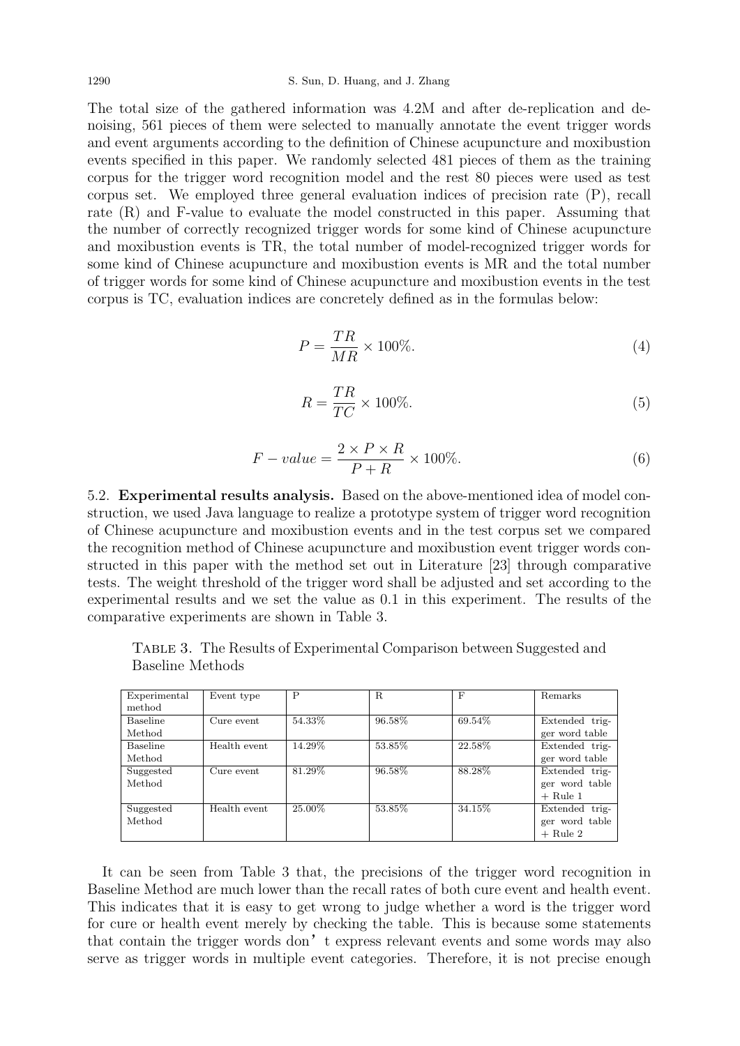The total size of the gathered information was 4.2M and after de-replication and denoising, 561 pieces of them were selected to manually annotate the event trigger words and event arguments according to the definition of Chinese acupuncture and moxibustion events specified in this paper. We randomly selected 481 pieces of them as the training corpus for the trigger word recognition model and the rest 80 pieces were used as test corpus set. We employed three general evaluation indices of precision rate (P), recall rate (R) and F-value to evaluate the model constructed in this paper. Assuming that the number of correctly recognized trigger words for some kind of Chinese acupuncture and moxibustion events is TR, the total number of model-recognized trigger words for some kind of Chinese acupuncture and moxibustion events is MR and the total number of trigger words for some kind of Chinese acupuncture and moxibustion events in the test corpus is TC, evaluation indices are concretely defined as in the formulas below:

$$P = \frac{TR}{MR} \times 100\%. \tag{4}$$

$$R = \frac{TR}{TC} \times 100\%. \tag{5}$$

$$F - value = \frac{2 \times P \times R}{P + R} \times 100\%. \tag{6}$$

5.2. **Experimental results analysis.** Based on the above-mentioned idea of model construction, we used Java language to realize a prototype system of trigger word recognition of Chinese acupuncture and moxibustion events and in the test corpus set we compared the recognition method of Chinese acupuncture and moxibustion event trigger words constructed in this paper with the method set out in Literature [23] through comparative tests. The weight threshold of the trigger word shall be adjusted and set according to the experimental results and we set the value as 0.1 in this experiment. The results of the comparative experiments are shown in Table 3.

Table 3. The Results of Experimental Comparison between Suggested and Baseline Methods

| Experimental method | Event type | P | R | F | Remarks |
|---|---|---|---|---|---|
| Baseline Method | Cure event | 54.33% | 96.58% | 69.54% | Extended trigger word table |
| Baseline Method | Health event | 14.29% | 53.85% | 22.58% | Extended trigger word table |
| Suggested Method | Cure event | 81.29% | 96.58% | 88.28% | Extended trigger word table + Rule 1 |
| Suggested Method | Health event | 25.00% | 53.85% | 34.15% | Extended trigger word table + Rule 2 |

It can be seen from Table 3 that, the precisions of the trigger word recognition in Baseline Method are much lower than the recall rates of both cure event and health event. This indicates that it is easy to get wrong to judge whether a word is the trigger word for cure or health event merely by checking the table. This is because some statements that contain the trigger words don't express relevant events and some words may also serve as trigger words in multiple event categories. Therefore, it is not precise enough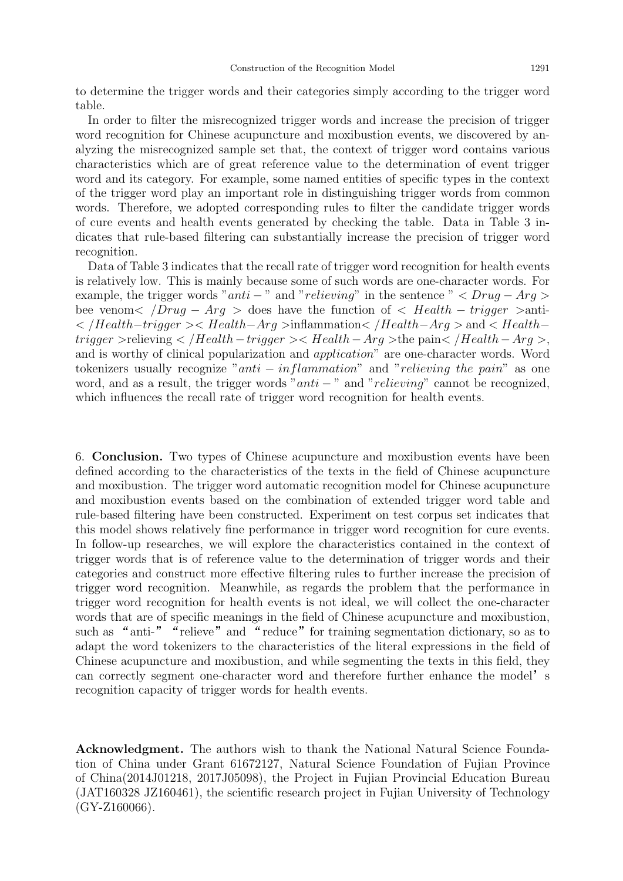to determine the trigger words and their categories simply according to the trigger word table.

In order to filter the misrecognized trigger words and increase the precision of trigger word recognition for Chinese acupuncture and moxibustion events, we discovered by analyzing the misrecognized sample set that, the context of trigger word contains various characteristics which are of great reference value to the determination of event trigger word and its category. For example, some named entities of specific types in the context of the trigger word play an important role in distinguishing trigger words from common words. Therefore, we adopted corresponding rules to filter the candidate trigger words of cure events and health events generated by checking the table. Data in Table 3 indicates that rule-based filtering can substantially increase the precision of trigger word recognition.

Data of Table 3 indicates that the recall rate of trigger word recognition for health events is relatively low. This is mainly because some of such words are one-character words. For example, the trigger words "$anti-$" and "$relieving$" in the sentence " $< Drug-Arg >$ bee venom$<$ $/Drug-Arg$ $>$ does have the function of $<$ $Health-trigger$ $>$anti- $<$ $/Health-trigger$ $><$ $Health-Arg$ $>$inflammation$<$ $/Health-Arg$ $>$ and $<$ $Health-trigger$ $>$relieving $<$ $/Health-trigger$ $><$ $Health-Arg$ $>$the pain$<$ $/Health-Arg$ $>$, and is worthy of clinical popularization and *application*" are one-character words. Word tokenizers usually recognize "$anti-inflammation$" and "$relieving\ the\ pain$" as one word, and as a result, the trigger words "$anti-$" and "$relieving$" cannot be recognized, which influences the recall rate of trigger word recognition for health events.

## 6. **Conclusion.**

Two types of Chinese acupuncture and moxibustion events have been defined according to the characteristics of the texts in the field of Chinese acupuncture and moxibustion. The trigger word automatic recognition model for Chinese acupuncture and moxibustion events based on the combination of extended trigger word table and rule-based filtering have been constructed. Experiment on test corpus set indicates that this model shows relatively fine performance in trigger word recognition for cure events. In follow-up researches, we will explore the characteristics contained in the context of trigger words that is of reference value to the determination of trigger words and their categories and construct more effective filtering rules to further increase the precision of trigger word recognition. Meanwhile, as regards the problem that the performance in trigger word recognition for health events is not ideal, we will collect the one-character words that are of specific meanings in the field of Chinese acupuncture and moxibustion, such as “anti-” “relieve” and “reduce” for training segmentation dictionary, so as to adapt the word tokenizers to the characteristics of the literal expressions in the field of Chinese acupuncture and moxibustion, and while segmenting the texts in this field, they can correctly segment one-character word and therefore further enhance the model’s recognition capacity of trigger words for health events.

**Acknowledgment.** The authors wish to thank the National Natural Science Foundation of China under Grant 61672127, Natural Science Foundation of Fujian Province of China(2014J01218, 2017J05098), the Project in Fujian Provincial Education Bureau (JAT160328 JZ160461), the scientific research project in Fujian University of Technology (GY-Z160066).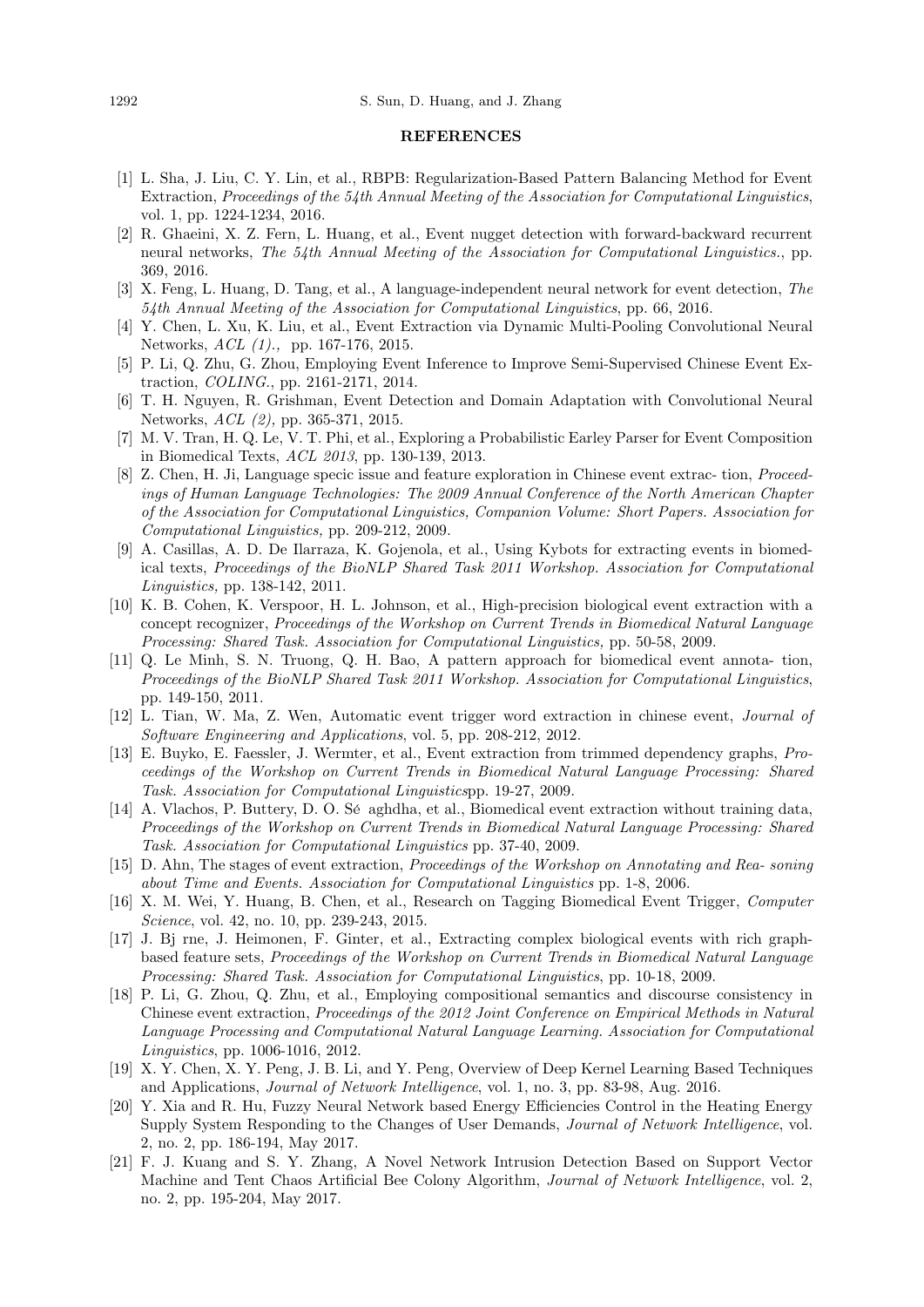## REFERENCES

[1] L. Sha, J. Liu, C. Y. Lin, et al., RBPB: Regularization-Based Pattern Balancing Method for Event Extraction, *Proceedings of the 54th Annual Meeting of the Association for Computational Linguistics*, vol. 1, pp. 1224-1234, 2016.

[2] R. Ghaeini, X. Z. Fern, L. Huang, et al., Event nugget detection with forward-backward recurrent neural networks, *The 54th Annual Meeting of the Association for Computational Linguistics.*, pp. 369, 2016.

[3] X. Feng, L. Huang, D. Tang, et al., A language-independent neural network for event detection, *The 54th Annual Meeting of the Association for Computational Linguistics*, pp. 66, 2016.

[4] Y. Chen, L. Xu, K. Liu, et al., Event Extraction via Dynamic Multi-Pooling Convolutional Neural Networks, *ACL (1).,* pp. 167-176, 2015.

[5] P. Li, Q. Zhu, G. Zhou, Employing Event Inference to Improve Semi-Supervised Chinese Event Extraction, *COLING.*, pp. 2161-2171, 2014.

[6] T. H. Nguyen, R. Grishman, Event Detection and Domain Adaptation with Convolutional Neural Networks, *ACL (2),* pp. 365-371, 2015.

[7] M. V. Tran, H. Q. Le, V. T. Phi, et al., Exploring a Probabilistic Earley Parser for Event Composition in Biomedical Texts, *ACL 2013*, pp. 130-139, 2013.

[8] Z. Chen, H. Ji, Language specic issue and feature exploration in Chinese event extrac- tion, *Proceedings of Human Language Technologies: The 2009 Annual Conference of the North American Chapter of the Association for Computational Linguistics, Companion Volume: Short Papers. Association for Computational Linguistics,* pp. 209-212, 2009.

[9] A. Casillas, A. D. De Ilarraza, K. Gojenola, et al., Using Kybots for extracting events in biomedical texts, *Proceedings of the BioNLP Shared Task 2011 Workshop. Association for Computational Linguistics,* pp. 138-142, 2011.

[10] K. B. Cohen, K. Verspoor, H. L. Johnson, et al., High-precision biological event extraction with a concept recognizer, *Proceedings of the Workshop on Current Trends in Biomedical Natural Language Processing: Shared Task. Association for Computational Linguistics,* pp. 50-58, 2009.

[11] Q. Le Minh, S. N. Truong, Q. H. Bao, A pattern approach for biomedical event annota- tion, *Proceedings of the BioNLP Shared Task 2011 Workshop. Association for Computational Linguistics*, pp. 149-150, 2011.

[12] L. Tian, W. Ma, Z. Wen, Automatic event trigger word extraction in chinese event, *Journal of Software Engineering and Applications*, vol. 5, pp. 208-212, 2012.

[13] E. Buyko, E. Faessler, J. Wermter, et al., Event extraction from trimmed dependency graphs, *Proceedings of the Workshop on Current Trends in Biomedical Natural Language Processing: Shared Task. Association for Computational Linguistics*pp. 19-27, 2009.

[14] A. Vlachos, P. Buttery, D. O. Sé aghdha, et al., Biomedical event extraction without training data, *Proceedings of the Workshop on Current Trends in Biomedical Natural Language Processing: Shared Task. Association for Computational Linguistics* pp. 37-40, 2009.

[15] D. Ahn, The stages of event extraction, *Proceedings of the Workshop on Annotating and Rea- soning about Time and Events. Association for Computational Linguistics* pp. 1-8, 2006.

[16] X. M. Wei, Y. Huang, B. Chen, et al., Research on Tagging Biomedical Event Trigger, *Computer Science*, vol. 42, no. 10, pp. 239-243, 2015.

[17] J. Bj rne, J. Heimonen, F. Ginter, et al., Extracting complex biological events with rich graph-based feature sets, *Proceedings of the Workshop on Current Trends in Biomedical Natural Language Processing: Shared Task. Association for Computational Linguistics*, pp. 10-18, 2009.

[18] P. Li, G. Zhou, Q. Zhu, et al., Employing compositional semantics and discourse consistency in Chinese event extraction, *Proceedings of the 2012 Joint Conference on Empirical Methods in Natural Language Processing and Computational Natural Language Learning. Association for Computational Linguistics*, pp. 1006-1016, 2012.

[19] X. Y. Chen, X. Y. Peng, J. B. Li, and Y. Peng, Overview of Deep Kernel Learning Based Techniques and Applications, *Journal of Network Intelligence*, vol. 1, no. 3, pp. 83-98, Aug. 2016.

[20] Y. Xia and R. Hu, Fuzzy Neural Network based Energy Efficiencies Control in the Heating Energy Supply System Responding to the Changes of User Demands, *Journal of Network Intelligence*, vol. 2, no. 2, pp. 186-194, May 2017.

[21] F. J. Kuang and S. Y. Zhang, A Novel Network Intrusion Detection Based on Support Vector Machine and Tent Chaos Artificial Bee Colony Algorithm, *Journal of Network Intelligence*, vol. 2, no. 2, pp. 195-204, May 2017.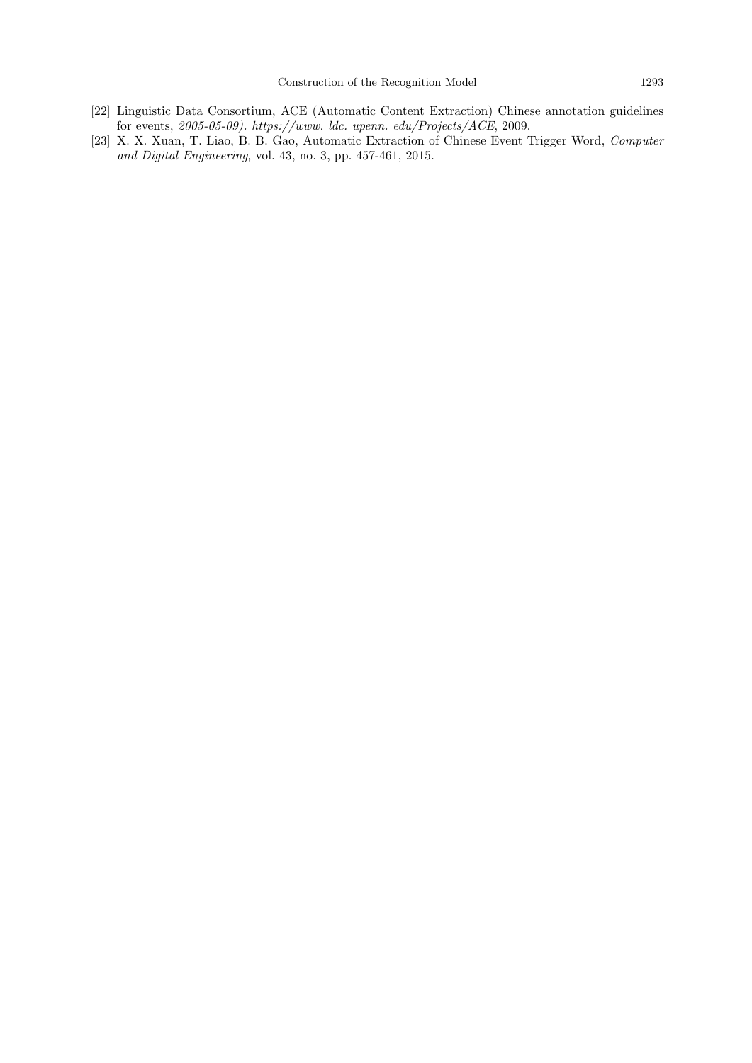[22] Linguistic Data Consortium, ACE (Automatic Content Extraction) Chinese annotation guidelines for events, *2005-05-09). https://www. ldc. upenn. edu/Projects/ACE*, 2009.

[23] X. X. Xuan, T. Liao, B. B. Gao, Automatic Extraction of Chinese Event Trigger Word, *Computer and Digital Engineering*, vol. 43, no. 3, pp. 457-461, 2015.